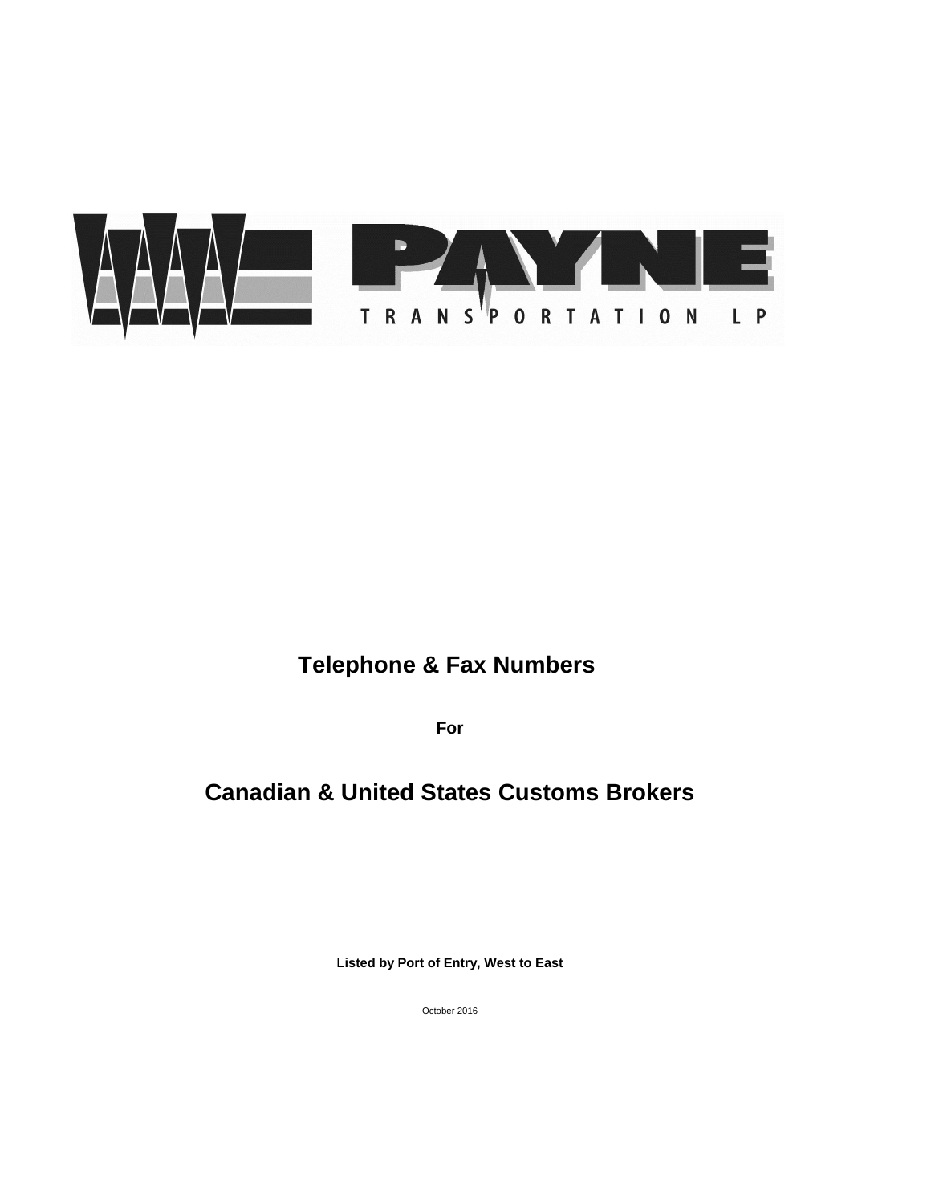PAYNE

TRANSPORTATION LP

# Telephone & Fax Numbers

**For**

# Canadian & United States Customs Brokers

**Listed by Port of Entry, West to East**

October 2016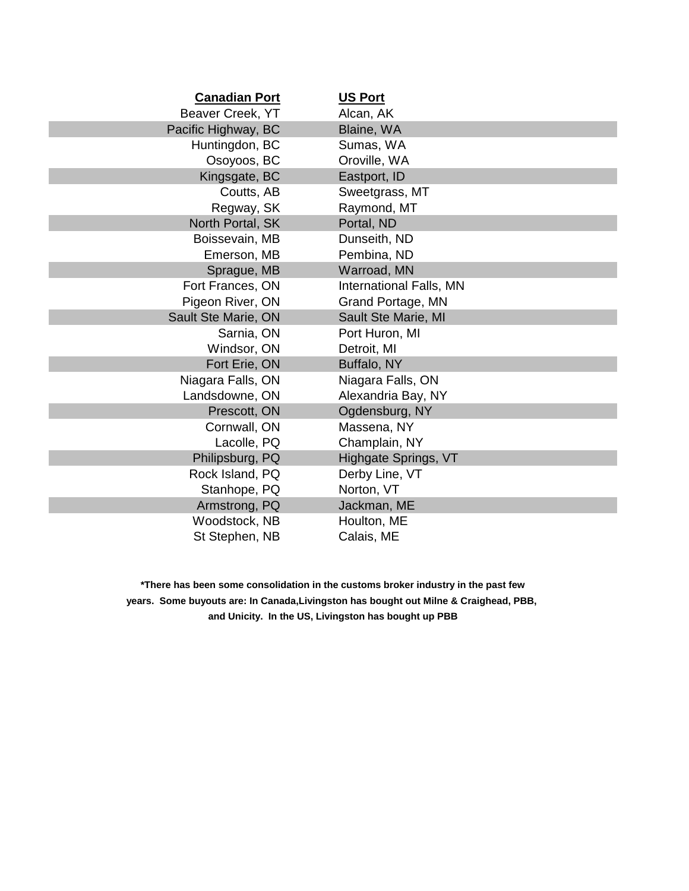| Canadian Port | US Port |
|---|---|
| Beaver Creek, YT | Alcan, AK |
| Pacific Highway, BC | Blaine, WA |
| Huntingdon, BC | Sumas, WA |
| Osoyoos, BC | Oroville, WA |
| Kingsgate, BC | Eastport, ID |
| Coutts, AB | Sweetgrass, MT |
| Regway, SK | Raymond, MT |
| North Portal, SK | Portal, ND |
| Boissevain, MB | Dunseith, ND |
| Emerson, MB | Pembina, ND |
| Sprague, MB | Warroad, MN |
| Fort Frances, ON | International Falls, MN |
| Pigeon River, ON | Grand Portage, MN |
| Sault Ste Marie, ON | Sault Ste Marie, MI |
| Sarnia, ON | Port Huron, MI |
| Windsor, ON | Detroit, MI |
| Fort Erie, ON | Buffalo, NY |
| Niagara Falls, ON | Niagara Falls, ON |
| Landsdowne, ON | Alexandria Bay, NY |
| Prescott, ON | Ogdensburg, NY |
| Cornwall, ON | Massena, NY |
| Lacolle, PQ | Champlain, NY |
| Philipsburg, PQ | Highgate Springs, VT |
| Rock Island, PQ | Derby Line, VT |
| Stanhope, PQ | Norton, VT |
| Armstrong, PQ | Jackman, ME |
| Woodstock, NB | Houlton, ME |
| St Stephen, NB | Calais, ME |

**\*There has been some consolidation in the customs broker industry in the past few years. Some buyouts are: In Canada,Livingston has bought out Milne & Craighead, PBB, and Unicity. In the US, Livingston has bought up PBB**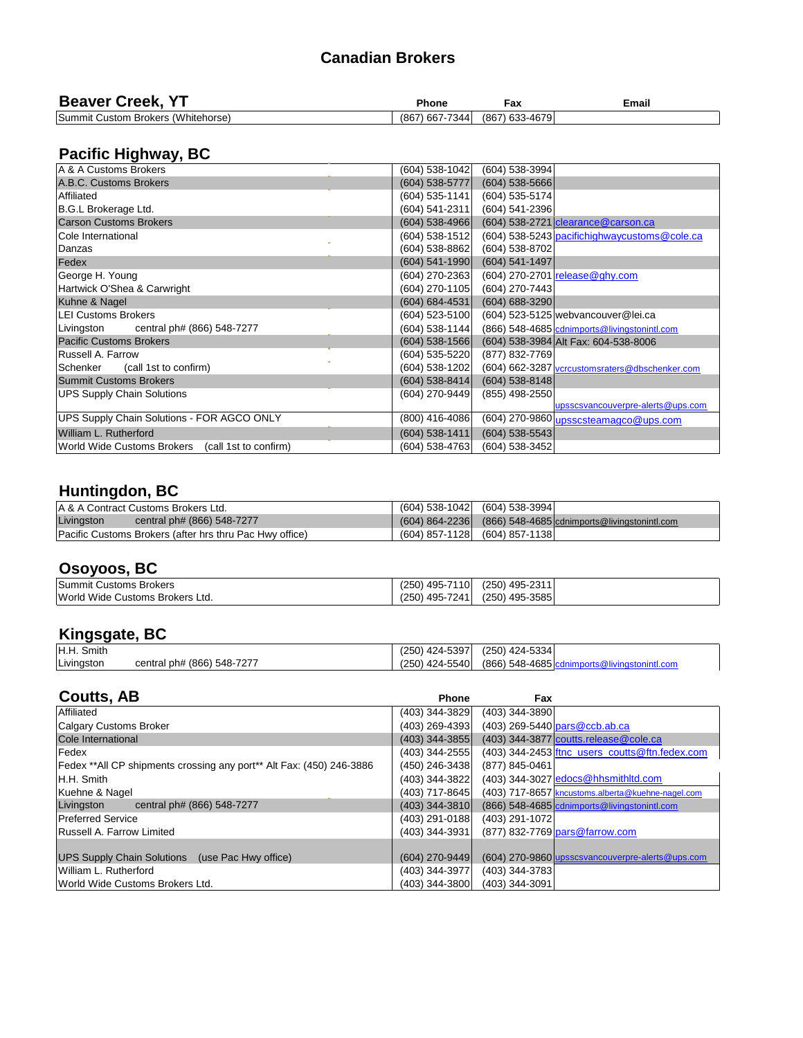# Canadian Brokers

## Beaver Creek, YT

| Beaver Creek, YT | Phone | Fax | Email |
|---|---|---|---|
| Summit Custom Brokers (Whitehorse) | (867) 667-7344 | (867) 633-4679 | |

## Pacific Highway, BC

| Name | Phone | Fax | Email |
|---|---|---|---|
| A & A Customs Brokers | (604) 538-1042 | (604) 538-3994 | |
| A.B.C. Customs Brokers | (604) 538-5777 | (604) 538-5666 | |
| Affiliated | (604) 535-1141 | (604) 535-5174 | |
| B.G.L Brokerage Ltd. | (604) 541-2311 | (604) 541-2396 | |
| Carson Customs Brokers | (604) 538-4966 | (604) 538-2721 | clearance@carson.ca |
| Cole International | (604) 538-1512 | (604) 538-5243 | pacifichighwaycustoms@cole.ca |
| Danzas | (604) 538-8862 | (604) 538-8702 | |
| Fedex | (604) 541-1990 | (604) 541-1497 | |
| George H. Young | (604) 270-2363 | (604) 270-2701 | release@ghy.com |
| Hartwick O'Shea & Carwright | (604) 270-1105 | (604) 270-7443 | |
| Kuhne & Nagel | (604) 684-4531 | (604) 688-3290 | |
| LEI Customs Brokers | (604) 523-5100 | (604) 523-5125 | webvancouver@lei.ca |
| Livingston central ph# (866) 548-7277 | (604) 538-1144 | (866) 548-4685 | cdnimports@livingstonintl.com |
| Pacific Customs Brokers | (604) 538-1566 | (604) 538-3984 | Alt Fax: 604-538-8006 |
| Russell A. Farrow | (604) 535-5220 | (877) 832-7769 | |
| Schenker (call 1st to confirm) | (604) 538-1202 | (604) 662-3287 | vcrcustomsraters@dbschenker.com |
| Summit Customs Brokers | (604) 538-8414 | (604) 538-8148 | |
| UPS Supply Chain Solutions | (604) 270-9449 | (855) 498-2550 | upsscsvancouverpre-alerts@ups.com |
| UPS Supply Chain Solutions - FOR AGCO ONLY | (800) 416-4086 | (604) 270-9860 | upsscsteamagco@ups.com |
| William L. Rutherford | (604) 538-1411 | (604) 538-5543 | |
| World Wide Customs Brokers (call 1st to confirm) | (604) 538-4763 | (604) 538-3452 | |

## Huntingdon, BC

| Name | Phone | Fax | Email |
|---|---|---|---|
| A & A Contract Customs Brokers Ltd. | (604) 538-1042 | (604) 538-3994 | |
| Livingston central ph# (866) 548-7277 | (604) 864-2236 | (866) 548-4685 | cdnimports@livingstonintl.com |
| Pacific Customs Brokers (after hrs thru Pac Hwy office) | (604) 857-1128 | (604) 857-1138 | |

## Osoyoos, BC

| Name | Phone | Fax | Email |
|---|---|---|---|
| Summit Customs Brokers | (250) 495-7110 | (250) 495-2311 | |
| World Wide Customs Brokers Ltd. | (250) 495-7241 | (250) 495-3585 | |

## Kingsgate, BC

| Name | Phone | Fax | Email |
|---|---|---|---|
| H.H. Smith | (250) 424-5397 | (250) 424-5334 | |
| Livingston central ph# (866) 548-7277 | (250) 424-5540 | (866) 548-4685 | cdnimports@livingstonintl.com |

## Coutts, AB

| Coutts, AB | Phone | Fax | Email |
|---|---|---|---|
| Affiliated | (403) 344-3829 | (403) 344-3890 | |
| Calgary Customs Broker | (403) 269-4393 | (403) 269-5440 | pars@ccb.ab.ca |
| Cole International | (403) 344-3855 | (403) 344-3877 | coutts.release@cole.ca |
| Fedex | (403) 344-2555 | (403) 344-2453 | ftnc_users_coutts@ftn.fedex.com |
| Fedex **All CP shipments crossing any port** Alt Fax: (450) 246-3886 | (450) 246-3438 | (877) 845-0461 | |
| H.H. Smith | (403) 344-3822 | (403) 344-3027 | edocs@hhsmithltd.com |
| Kuehne & Nagel | (403) 717-8645 | (403) 717-8657 | kncustoms.alberta@kuehne-nagel.com |
| Livingston central ph# (866) 548-7277 | (403) 344-3810 | (866) 548-4685 | cdnimports@livingstonintl.com |
| Preferred Service | (403) 291-0188 | (403) 291-1072 | |
| Russell A. Farrow Limited | (403) 344-3931 | (877) 832-7769 | pars@farrow.com |
| UPS Supply Chain Solutions (use Pac Hwy office) | (604) 270-9449 | (604) 270-9860 | upsscsvancouverpre-alerts@ups.com |
| William L. Rutherford | (403) 344-3977 | (403) 344-3783 | |
| World Wide Customs Brokers Ltd. | (403) 344-3800 | (403) 344-3091 | |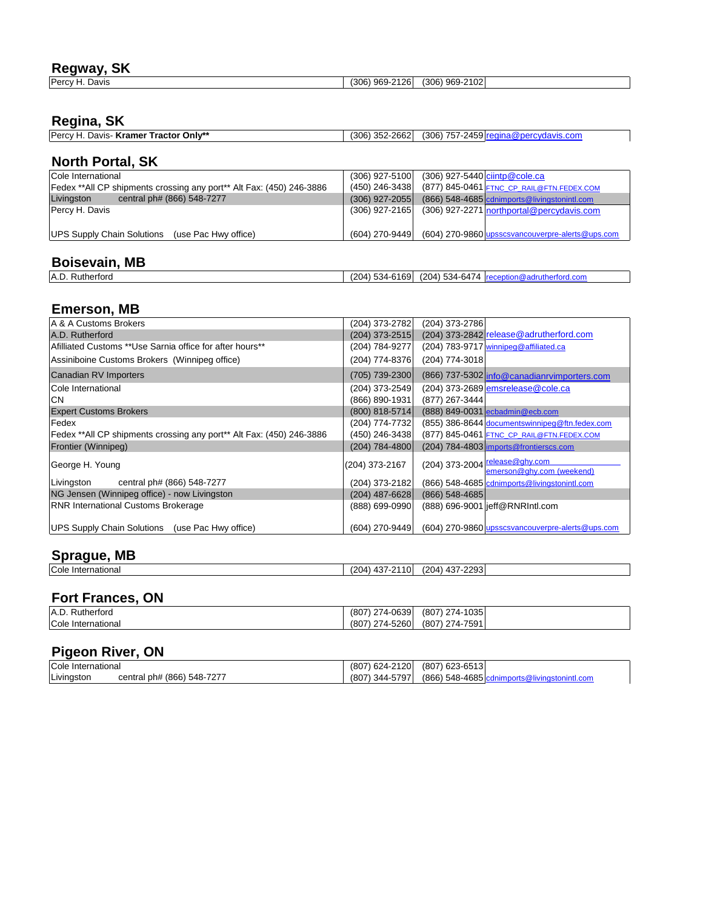## Regway, SK

| | | | |
|---|---|---|---|
| Percy H. Davis | (306) 969-2126 | (306) 969-2102 | |

## Regina, SK

| | | | |
|---|---|---|---|
| Percy H. Davis- **Kramer Tractor Only**** | (306) 352-2662 | (306) 757-2459 | regina@percydavis.com |

## North Portal, SK

| | | | |
|---|---|---|---|
| Cole International | (306) 927-5100 | (306) 927-5440 | ciintp@cole.ca |
| Fedex **All CP shipments crossing any port** Alt Fax: (450) 246-3886 | (450) 246-3438 | (877) 845-0461 | FTNC_CP_RAIL@FTN.FEDEX.COM |
| Livingston central ph# (866) 548-7277 | (306) 927-2055 | (866) 548-4685 | cdnimports@livingstonintl.com |
| Percy H. Davis | (306) 927-2165 | (306) 927-2271 | northportal@percydavis.com |
| UPS Supply Chain Solutions (use Pac Hwy office) | (604) 270-9449 | (604) 270-9860 | upsscsvancouverpre-alerts@ups.com |

## Boisevain, MB

| | | | |
|---|---|---|---|
| A.D. Rutherford | (204) 534-6169 | (204) 534-6474 | reception@adrutherford.com |

## Emerson, MB

| | | | |
|---|---|---|---|
| A & A Customs Brokers | (204) 373-2782 | (204) 373-2786 | |
| A.D. Rutherford | (204) 373-2515 | (204) 373-2842 | release@adrutherford.com |
| Afilliated Customs **Use Sarnia office for after hours** | (204) 784-9277 | (204) 783-9717 | winnipeg@affiliated.ca |
| Assiniboine Customs Brokers (Winnipeg office) | (204) 774-8376 | (204) 774-3018 | |
| Canadian RV Importers | (705) 739-2300 | (866) 737-5302 | info@canadianrvimporters.com |
| Cole International | (204) 373-2549 | (204) 373-2689 | emsrelease@cole.ca |
| CN | (866) 890-1931 | (877) 267-3444 | |
| Expert Customs Brokers | (800) 818-5714 | (888) 849-0031 | ecbadmin@ecb.com |
| Fedex | (204) 774-7732 | (855) 386-8644 | documentswinnipeg@ftn.fedex.com |
| Fedex **All CP shipments crossing any port** Alt Fax: (450) 246-3886 | (450) 246-3438 | (877) 845-0461 | FTNC_CP_RAIL@FTN.FEDEX.COM |
| Frontier (Winnipeg) | (204) 784-4800 | (204) 784-4803 | imports@frontierscs.com |
| George H. Young | (204) 373-2167 | (204) 373-2004 | release@ghy.com emerson@ghy.com (weekend) |
| Livingston central ph# (866) 548-7277 | (204) 373-2182 | (866) 548-4685 | cdnimports@livingstonintl.com |
| NG Jensen (Winnipeg office) - now Livingston | (204) 487-6628 | (866) 548-4685 | |
| RNR International Customs Brokerage | (888) 699-0990 | (888) 696-9001 | jeff@RNRIntl.com |
| UPS Supply Chain Solutions (use Pac Hwy office) | (604) 270-9449 | (604) 270-9860 | upsscsvancouverpre-alerts@ups.com |

## Sprague, MB

| | | | |
|---|---|---|---|
| Cole International | (204) 437-2110 | (204) 437-2293 | |

## Fort Frances, ON

| | | | |
|---|---|---|---|
| A.D. Rutherford | (807) 274-0639 | (807) 274-1035 | |
| Cole International | (807) 274-5260 | (807) 274-7591 | |

## Pigeon River, ON

| | | | |
|---|---|---|---|
| Cole International | (807) 624-2120 | (807) 623-6513 | |
| Livingston central ph# (866) 548-7277 | (807) 344-5797 | (866) 548-4685 | cdnimports@livingstonintl.com |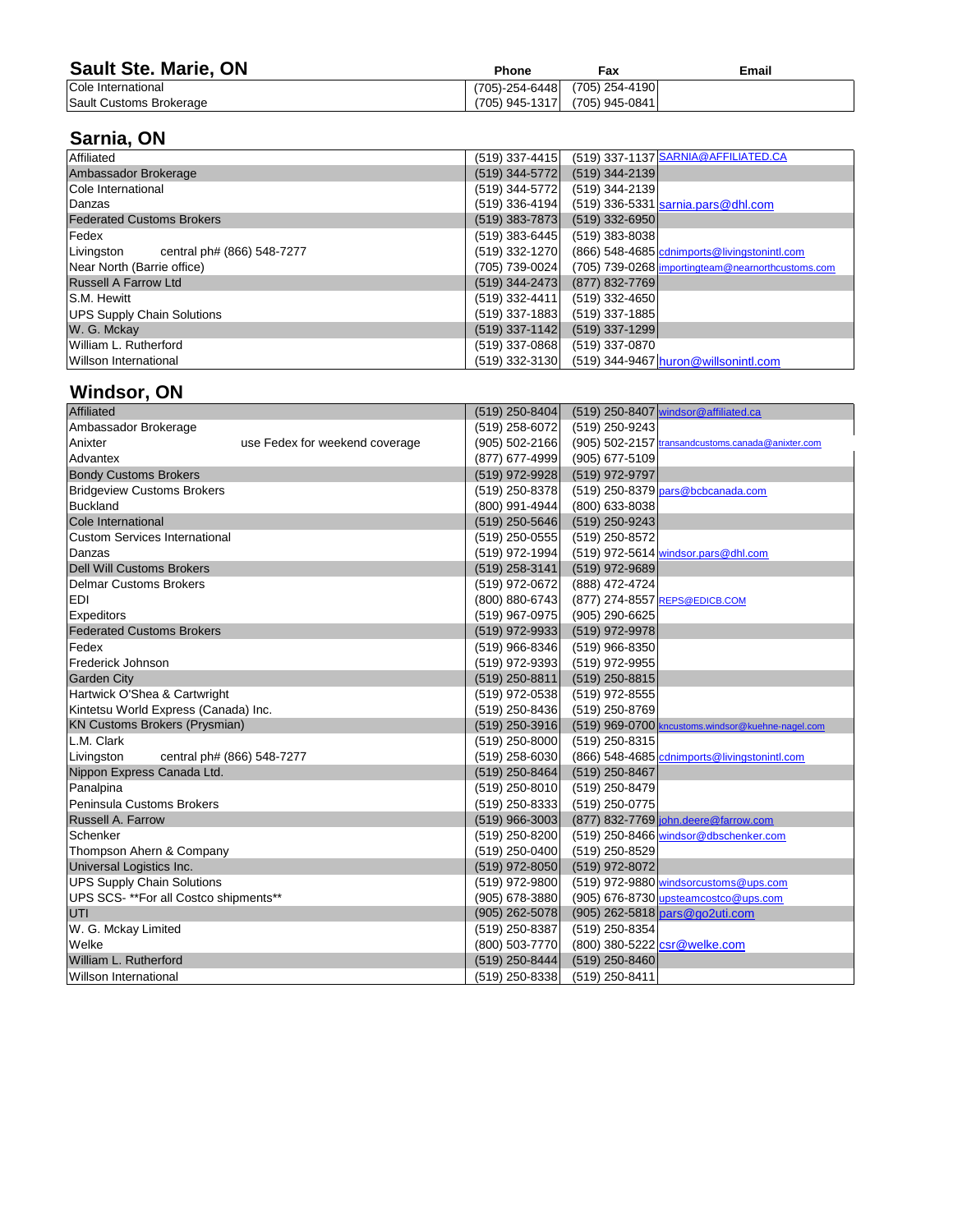## Sault Ste. Marie, ON

| | Phone | Fax | Email |
|---|---|---|---|
| Cole International | (705)-254-6448 | (705) 254-4190 | |
| Sault Customs Brokerage | (705) 945-1317 | (705) 945-0841 | |

## Sarnia, ON

| | Phone | Fax | Email |
|---|---|---|---|
| Affiliated | (519) 337-4415 | (519) 337-1137 | SARNIA@AFFILIATED.CA |
| Ambassador Brokerage | (519) 344-5772 | (519) 344-2139 | |
| Cole International | (519) 344-5772 | (519) 344-2139 | |
| Danzas | (519) 336-4194 | (519) 336-5331 | sarnia.pars@dhl.com |
| Federated Customs Brokers | (519) 383-7873 | (519) 332-6950 | |
| Fedex | (519) 383-6445 | (519) 383-8038 | |
| Livingston central ph# (866) 548-7277 | (519) 332-1270 | (866) 548-4685 | cdnimports@livingstonintl.com |
| Near North (Barrie office) | (705) 739-0024 | (705) 739-0268 | importingteam@nearnorthcustoms.com |
| Russell A Farrow Ltd | (519) 344-2473 | (877) 832-7769 | |
| S.M. Hewitt | (519) 332-4411 | (519) 332-4650 | |
| UPS Supply Chain Solutions | (519) 337-1883 | (519) 337-1885 | |
| W. G. Mckay | (519) 337-1142 | (519) 337-1299 | |
| William L. Rutherford | (519) 337-0868 | (519) 337-0870 | |
| Willson International | (519) 332-3130 | (519) 344-9467 | huron@willsonintl.com |

## Windsor, ON

| | Phone | Fax | Email |
|---|---|---|---|
| Affiliated | (519) 250-8404 | (519) 250-8407 | windsor@affiliated.ca |
| Ambassador Brokerage | (519) 258-6072 | (519) 250-9243 | |
| Anixter use Fedex for weekend coverage | (905) 502-2166 | (905) 502-2157 | transandcustoms.canada@anixter.com |
| Advantex | (877) 677-4999 | (905) 677-5109 | |
| Bondy Customs Brokers | (519) 972-9928 | (519) 972-9797 | |
| Bridgeview Customs Brokers | (519) 250-8378 | (519) 250-8379 | pars@bcbcanada.com |
| Buckland | (800) 991-4944 | (800) 633-8038 | |
| Cole International | (519) 250-5646 | (519) 250-9243 | |
| Custom Services International | (519) 250-0555 | (519) 250-8572 | |
| Danzas | (519) 972-1994 | (519) 972-5614 | windsor.pars@dhl.com |
| Dell Will Customs Brokers | (519) 258-3141 | (519) 972-9689 | |
| Delmar Customs Brokers | (519) 972-0672 | (888) 472-4724 | |
| EDI | (800) 880-6743 | (877) 274-8557 | REPS@EDICB.COM |
| Expeditors | (519) 967-0975 | (905) 290-6625 | |
| Federated Customs Brokers | (519) 972-9933 | (519) 972-9978 | |
| Fedex | (519) 966-8346 | (519) 966-8350 | |
| Frederick Johnson | (519) 972-9393 | (519) 972-9955 | |
| Garden City | (519) 250-8811 | (519) 250-8815 | |
| Hartwick O'Shea & Cartwright | (519) 972-0538 | (519) 972-8555 | |
| Kintetsu World Express (Canada) Inc. | (519) 250-8436 | (519) 250-8769 | |
| KN Customs Brokers (Prysmian) | (519) 250-3916 | (519) 969-0700 | kncustoms.windsor@kuehne-nagel.com |
| L.M. Clark | (519) 250-8000 | (519) 250-8315 | |
| Livingston central ph# (866) 548-7277 | (519) 258-6030 | (866) 548-4685 | cdnimports@livingstonintl.com |
| Nippon Express Canada Ltd. | (519) 250-8464 | (519) 250-8467 | |
| Panalpina | (519) 250-8010 | (519) 250-8479 | |
| Peninsula Customs Brokers | (519) 250-8333 | (519) 250-0775 | |
| Russell A. Farrow | (519) 966-3003 | (877) 832-7769 | john.deere@farrow.com |
| Schenker | (519) 250-8200 | (519) 250-8466 | windsor@dbschenker.com |
| Thompson Ahern & Company | (519) 250-0400 | (519) 250-8529 | |
| Universal Logistics Inc. | (519) 972-8050 | (519) 972-8072 | |
| UPS Supply Chain Solutions | (519) 972-9800 | (519) 972-9880 | windsorcustoms@ups.com |
| UPS SCS- **For all Costco shipments** | (905) 678-3880 | (905) 676-8730 | upsteamcostco@ups.com |
| UTI | (905) 262-5078 | (905) 262-5818 | pars@go2uti.com |
| W. G. Mckay Limited | (519) 250-8387 | (519) 250-8354 | |
| Welke | (800) 503-7770 | (800) 380-5222 | csr@welke.com |
| William L. Rutherford | (519) 250-8444 | (519) 250-8460 | |
| Willson International | (519) 250-8338 | (519) 250-8411 | |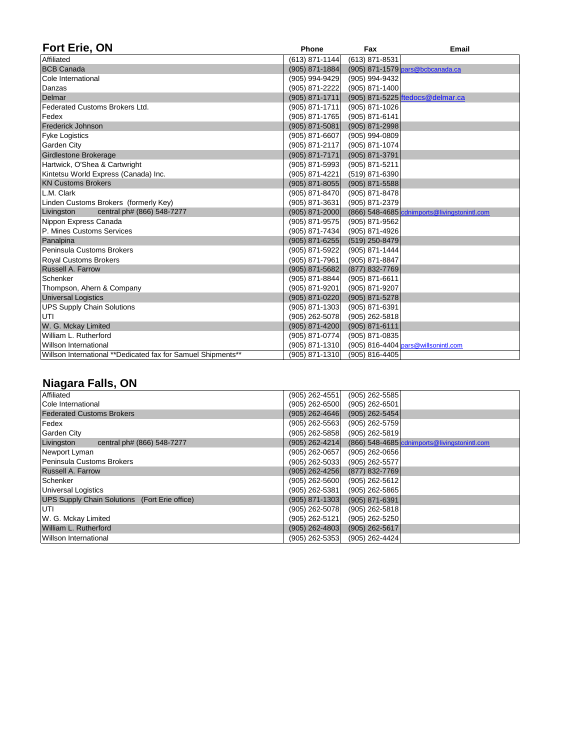## Fort Erie, ON

| | Phone | Fax | Email |
|---|---|---|---|
| Affiliated | (613) 871-1144 | (613) 871-8531 | |
| BCB Canada | (905) 871-1884 | (905) 871-1579 | pars@bcbcanada.ca |
| Cole International | (905) 994-9429 | (905) 994-9432 | |
| Danzas | (905) 871-2222 | (905) 871-1400 | |
| Delmar | (905) 871-1711 | (905) 871-5225 | ftedocs@delmar.ca |
| Federated Customs Brokers Ltd. | (905) 871-1711 | (905) 871-1026 | |
| Fedex | (905) 871-1765 | (905) 871-6141 | |
| Frederick Johnson | (905) 871-5081 | (905) 871-2998 | |
| Fyke Logistics | (905) 871-6607 | (905) 994-0809 | |
| Garden City | (905) 871-2117 | (905) 871-1074 | |
| Girdlestone Brokerage | (905) 871-7171 | (905) 871-3791 | |
| Hartwick, O'Shea & Cartwright | (905) 871-5993 | (905) 871-5211 | |
| Kintetsu World Express (Canada) Inc. | (905) 871-4221 | (519) 871-6390 | |
| KN Customs Brokers | (905) 871-8055 | (905) 871-5588 | |
| L.M. Clark | (905) 871-8470 | (905) 871-8478 | |
| Linden Customs Brokers (formerly Key) | (905) 871-3631 | (905) 871-2379 | |
| Livingston central ph# (866) 548-7277 | (905) 871-2000 | (866) 548-4685 | cdnimports@livingstonintl.com |
| Nippon Express Canada | (905) 871-9575 | (905) 871-9562 | |
| P. Mines Customs Services | (905) 871-7434 | (905) 871-4926 | |
| Panalpina | (905) 871-6255 | (519) 250-8479 | |
| Peninsula Customs Brokers | (905) 871-5922 | (905) 871-1444 | |
| Royal Customs Brokers | (905) 871-7961 | (905) 871-8847 | |
| Russell A. Farrow | (905) 871-5682 | (877) 832-7769 | |
| Schenker | (905) 871-8844 | (905) 871-6611 | |
| Thompson, Ahern & Company | (905) 871-9201 | (905) 871-9207 | |
| Universal Logistics | (905) 871-0220 | (905) 871-5278 | |
| UPS Supply Chain Solutions | (905) 871-1303 | (905) 871-6391 | |
| UTI | (905) 262-5078 | (905) 262-5818 | |
| W. G. Mckay Limited | (905) 871-4200 | (905) 871-6111 | |
| William L. Rutherford | (905) 871-0774 | (905) 871-0835 | |
| Willson International | (905) 871-1310 | (905) 816-4404 | pars@willsonintl.com |
| Willson International **Dedicated fax for Samuel Shipments** | (905) 871-1310 | (905) 816-4405 | |

## Niagara Falls, ON

| | Phone | Fax | Email |
|---|---|---|---|
| Affiliated | (905) 262-4551 | (905) 262-5585 | |
| Cole International | (905) 262-6500 | (905) 262-6501 | |
| Federated Customs Brokers | (905) 262-4646 | (905) 262-5454 | |
| Fedex | (905) 262-5563 | (905) 262-5759 | |
| Garden City | (905) 262-5858 | (905) 262-5819 | |
| Livingston central ph# (866) 548-7277 | (905) 262-4214 | (866) 548-4685 | cdnimports@livingstonintl.com |
| Newport Lyman | (905) 262-0657 | (905) 262-0656 | |
| Peninsula Customs Brokers | (905) 262-5033 | (905) 262-5577 | |
| Russell A. Farrow | (905) 262-4256 | (877) 832-7769 | |
| Schenker | (905) 262-5600 | (905) 262-5612 | |
| Universal Logistics | (905) 262-5381 | (905) 262-5865 | |
| UPS Supply Chain Solutions (Fort Erie office) | (905) 871-1303 | (905) 871-6391 | |
| UTI | (905) 262-5078 | (905) 262-5818 | |
| W. G. Mckay Limited | (905) 262-5121 | (905) 262-5250 | |
| William L. Rutherford | (905) 262-4803 | (905) 262-5617 | |
| Willson International | (905) 262-5353 | (905) 262-4424 | |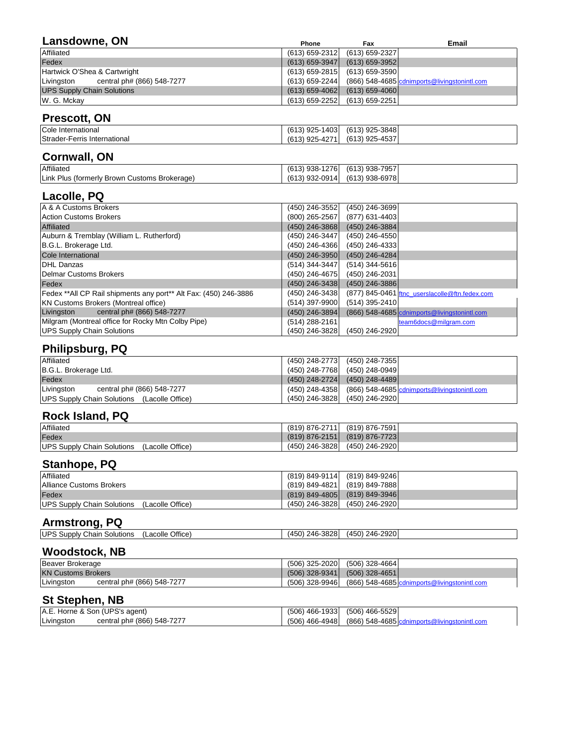## Lansdowne, ON

| | Phone | Fax | Email |
|---|---|---|---|
| Affiliated | (613) 659-2312 | (613) 659-2327 | |
| Fedex | (613) 659-3947 | (613) 659-3952 | |
| Hartwick O'Shea & Cartwright | (613) 659-2815 | (613) 659-3590 | |
| Livingston central ph# (866) 548-7277 | (613) 659-2244 | (866) 548-4685 | cdnimports@livingstonintl.com |
| UPS Supply Chain Solutions | (613) 659-4062 | (613) 659-4060 | |
| W. G. Mckay | (613) 659-2252 | (613) 659-2251 | |

## Prescott, ON

| | Phone | Fax | Email |
|---|---|---|---|
| Cole International | (613) 925-1403 | (613) 925-3848 | |
| Strader-Ferris International | (613) 925-4271 | (613) 925-4537 | |

## Cornwall, ON

| | Phone | Fax | Email |
|---|---|---|---|
| Affiliated | (613) 938-1276 | (613) 938-7957 | |
| Link Plus (formerly Brown Customs Brokerage) | (613) 932-0914 | (613) 938-6978 | |

## Lacolle, PQ

| | Phone | Fax | Email |
|---|---|---|---|
| A & A Customs Brokers | (450) 246-3552 | (450) 246-3699 | |
| Action Customs Brokers | (800) 265-2567 | (877) 631-4403 | |
| Affiliated | (450) 246-3868 | (450) 246-3884 | |
| Auburn & Tremblay (William L. Rutherford) | (450) 246-3447 | (450) 246-4550 | |
| B.G.L. Brokerage Ltd. | (450) 246-4366 | (450) 246-4333 | |
| Cole International | (450) 246-3950 | (450) 246-4284 | |
| DHL Danzas | (514) 344-3447 | (514) 344-5616 | |
| Delmar Customs Brokers | (450) 246-4675 | (450) 246-2031 | |
| Fedex | (450) 246-3438 | (450) 246-3886 | |
| Fedex **All CP Rail shipments any port** Alt Fax: (450) 246-3886 | (450) 246-3438 | (877) 845-0461 | ftnc_userslacolle@ftn.fedex.com |
| KN Customs Brokers (Montreal office) | (514) 397-9900 | (514) 395-2410 | |
| Livingston central ph# (866) 548-7277 | (450) 246-3894 | (866) 548-4685 | cdnimports@livingstonintl.com |
| Milgram (Montreal office for Rocky Mtn Colby Pipe) | (514) 288-2161 | | team6docs@milgram.com |
| UPS Supply Chain Solutions | (450) 246-3828 | (450) 246-2920 | |

## Philipsburg, PQ

| | Phone | Fax | Email |
|---|---|---|---|
| Affiliated | (450) 248-2773 | (450) 248-7355 | |
| B.G.L. Brokerage Ltd. | (450) 248-7768 | (450) 248-0949 | |
| Fedex | (450) 248-2724 | (450) 248-4489 | |
| Livingston central ph# (866) 548-7277 | (450) 248-4358 | (866) 548-4685 | cdnimports@livingstonintl.com |
| UPS Supply Chain Solutions (Lacolle Office) | (450) 246-3828 | (450) 246-2920 | |

## Rock Island, PQ

| | Phone | Fax | Email |
|---|---|---|---|
| Affiliated | (819) 876-2711 | (819) 876-7591 | |
| Fedex | (819) 876-2151 | (819) 876-7723 | |
| UPS Supply Chain Solutions (Lacolle Office) | (450) 246-3828 | (450) 246-2920 | |

## Stanhope, PQ

| | Phone | Fax | Email |
|---|---|---|---|
| Affiliated | (819) 849-9114 | (819) 849-9246 | |
| Alliance Customs Brokers | (819) 849-4821 | (819) 849-7888 | |
| Fedex | (819) 849-4805 | (819) 849-3946 | |
| UPS Supply Chain Solutions (Lacolle Office) | (450) 246-3828 | (450) 246-2920 | |

## Armstrong, PQ

| | Phone | Fax | Email |
|---|---|---|---|
| UPS Supply Chain Solutions (Lacolle Office) | (450) 246-3828 | (450) 246-2920 | |

## Woodstock, NB

| | Phone | Fax | Email |
|---|---|---|---|
| Beaver Brokerage | (506) 325-2020 | (506) 328-4664 | |
| KN Customs Brokers | (506) 328-9341 | (506) 328-4651 | |
| Livingston central ph# (866) 548-7277 | (506) 328-9946 | (866) 548-4685 | cdnimports@livingstonintl.com |

## St Stephen, NB

| | Phone | Fax | Email |
|---|---|---|---|
| A.E. Horne & Son (UPS's agent) | (506) 466-1933 | (506) 466-5529 | |
| Livingston central ph# (866) 548-7277 | (506) 466-4948 | (866) 548-4685 | cdnimports@livingstonintl.com |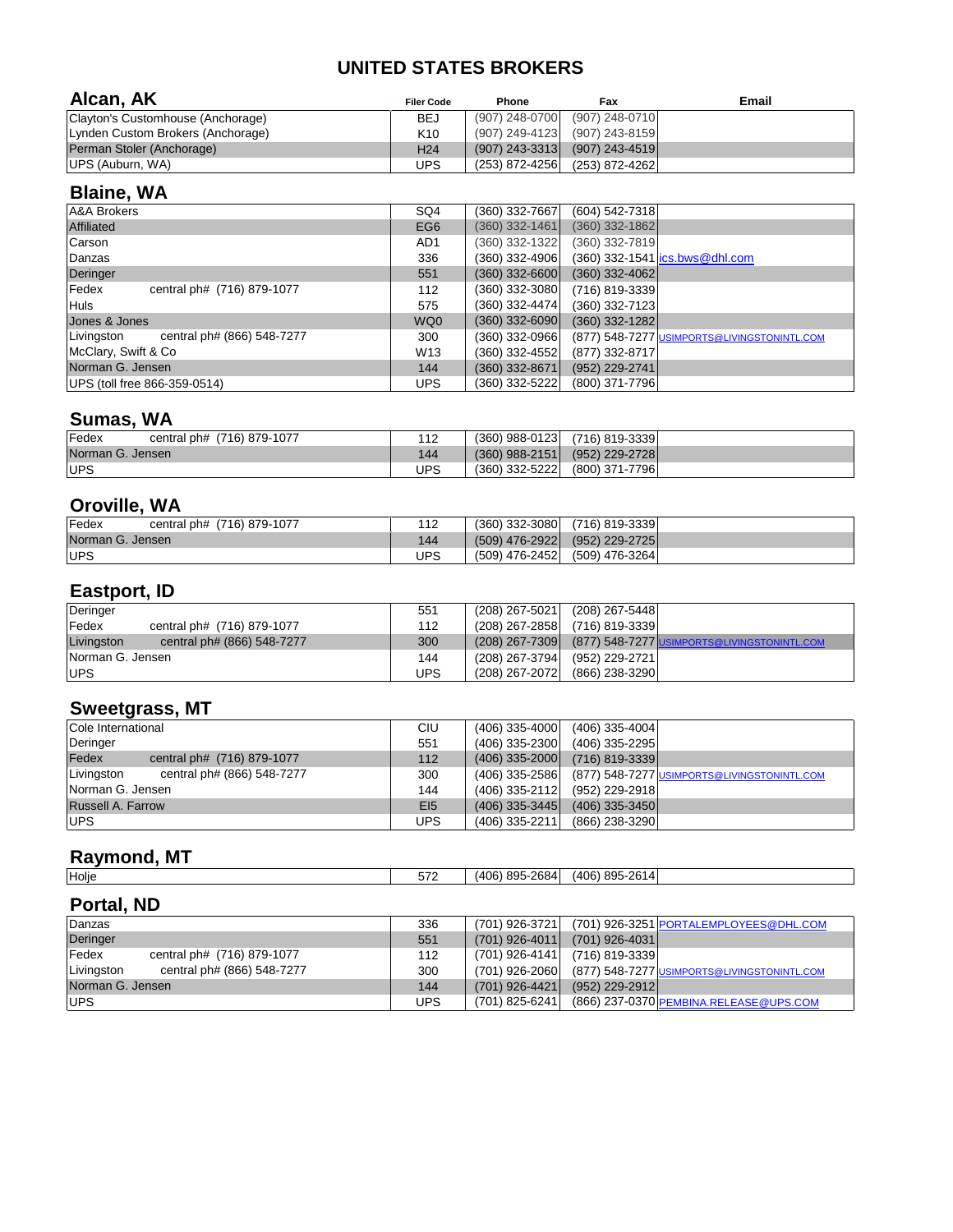# UNITED STATES BROKERS

## Alcan, AK

| Alcan, AK | Filer Code | Phone | Fax | Email |
|---|---|---|---|---|
| Clayton's Customhouse (Anchorage) | BEJ | (907) 248-0700 | (907) 248-0710 | |
| Lynden Custom Brokers (Anchorage) | K10 | (907) 249-4123 | (907) 243-8159 | |
| Perman Stoler (Anchorage) | H24 | (907) 243-3313 | (907) 243-4519 | |
| UPS (Auburn, WA) | UPS | (253) 872-4256 | (253) 872-4262 | |

## Blaine, WA

| Broker | Filer Code | Phone | Fax | Email |
|---|---|---|---|---|
| A&A Brokers | SQ4 | (360) 332-7667 | (604) 542-7318 | |
| Affiliated | EG6 | (360) 332-1461 | (360) 332-1862 | |
| Carson | AD1 | (360) 332-1322 | (360) 332-7819 | |
| Danzas | 336 | (360) 332-4906 | (360) 332-1541 | ics.bws@dhl.com |
| Deringer | 551 | (360) 332-6600 | (360) 332-4062 | |
| Fedex central ph# (716) 879-1077 | 112 | (360) 332-3080 | (716) 819-3339 | |
| Huls | 575 | (360) 332-4474 | (360) 332-7123 | |
| Jones & Jones | WQ0 | (360) 332-6090 | (360) 332-1282 | |
| Livingston central ph# (866) 548-7277 | 300 | (360) 332-0966 | (877) 548-7277 | USIMPORTS@LIVINGSTONINTL.COM |
| McClary, Swift & Co | W13 | (360) 332-4552 | (877) 332-8717 | |
| Norman G. Jensen | 144 | (360) 332-8671 | (952) 229-2741 | |
| UPS (toll free 866-359-0514) | UPS | (360) 332-5222 | (800) 371-7796 | |

## Sumas, WA

| Broker | Filer Code | Phone | Fax | Email |
|---|---|---|---|---|
| Fedex central ph# (716) 879-1077 | 112 | (360) 988-0123 | (716) 819-3339 | |
| Norman G. Jensen | 144 | (360) 988-2151 | (952) 229-2728 | |
| UPS | UPS | (360) 332-5222 | (800) 371-7796 | |

## Oroville, WA

| Broker | Filer Code | Phone | Fax | Email |
|---|---|---|---|---|
| Fedex central ph# (716) 879-1077 | 112 | (360) 332-3080 | (716) 819-3339 | |
| Norman G. Jensen | 144 | (509) 476-2922 | (952) 229-2725 | |
| UPS | UPS | (509) 476-2452 | (509) 476-3264 | |

## Eastport, ID

| Broker | Filer Code | Phone | Fax | Email |
|---|---|---|---|---|
| Deringer | 551 | (208) 267-5021 | (208) 267-5448 | |
| Fedex central ph# (716) 879-1077 | 112 | (208) 267-2858 | (716) 819-3339 | |
| Livingston central ph# (866) 548-7277 | 300 | (208) 267-7309 | (877) 548-7277 | USIMPORTS@LIVINGSTONINTL.COM |
| Norman G. Jensen | 144 | (208) 267-3794 | (952) 229-2721 | |
| UPS | UPS | (208) 267-2072 | (866) 238-3290 | |

## Sweetgrass, MT

| Broker | Filer Code | Phone | Fax | Email |
|---|---|---|---|---|
| Cole International | CIU | (406) 335-4000 | (406) 335-4004 | |
| Deringer | 551 | (406) 335-2300 | (406) 335-2295 | |
| Fedex central ph# (716) 879-1077 | 112 | (406) 335-2000 | (716) 819-3339 | |
| Livingston central ph# (866) 548-7277 | 300 | (406) 335-2586 | (877) 548-7277 | USIMPORTS@LIVINGSTONINTL.COM |
| Norman G. Jensen | 144 | (406) 335-2112 | (952) 229-2918 | |
| Russell A. Farrow | EI5 | (406) 335-3445 | (406) 335-3450 | |
| UPS | UPS | (406) 335-2211 | (866) 238-3290 | |

## Raymond, MT

| Broker | Filer Code | Phone | Fax | Email |
|---|---|---|---|---|
| Holje | 572 | (406) 895-2684 | (406) 895-2614 | |

## Portal, ND

| Broker | Filer Code | Phone | Fax | Email |
|---|---|---|---|---|
| Danzas | 336 | (701) 926-3721 | (701) 926-3251 | PORTALEMPLOYEES@DHL.COM |
| Deringer | 551 | (701) 926-4011 | (701) 926-4031 | |
| Fedex central ph# (716) 879-1077 | 112 | (701) 926-4141 | (716) 819-3339 | |
| Livingston central ph# (866) 548-7277 | 300 | (701) 926-2060 | (877) 548-7277 | USIMPORTS@LIVINGSTONINTL.COM |
| Norman G. Jensen | 144 | (701) 926-4421 | (952) 229-2912 | |
| UPS | UPS | (701) 825-6241 | (866) 237-0370 | PEMBINA.RELEASE@UPS.COM |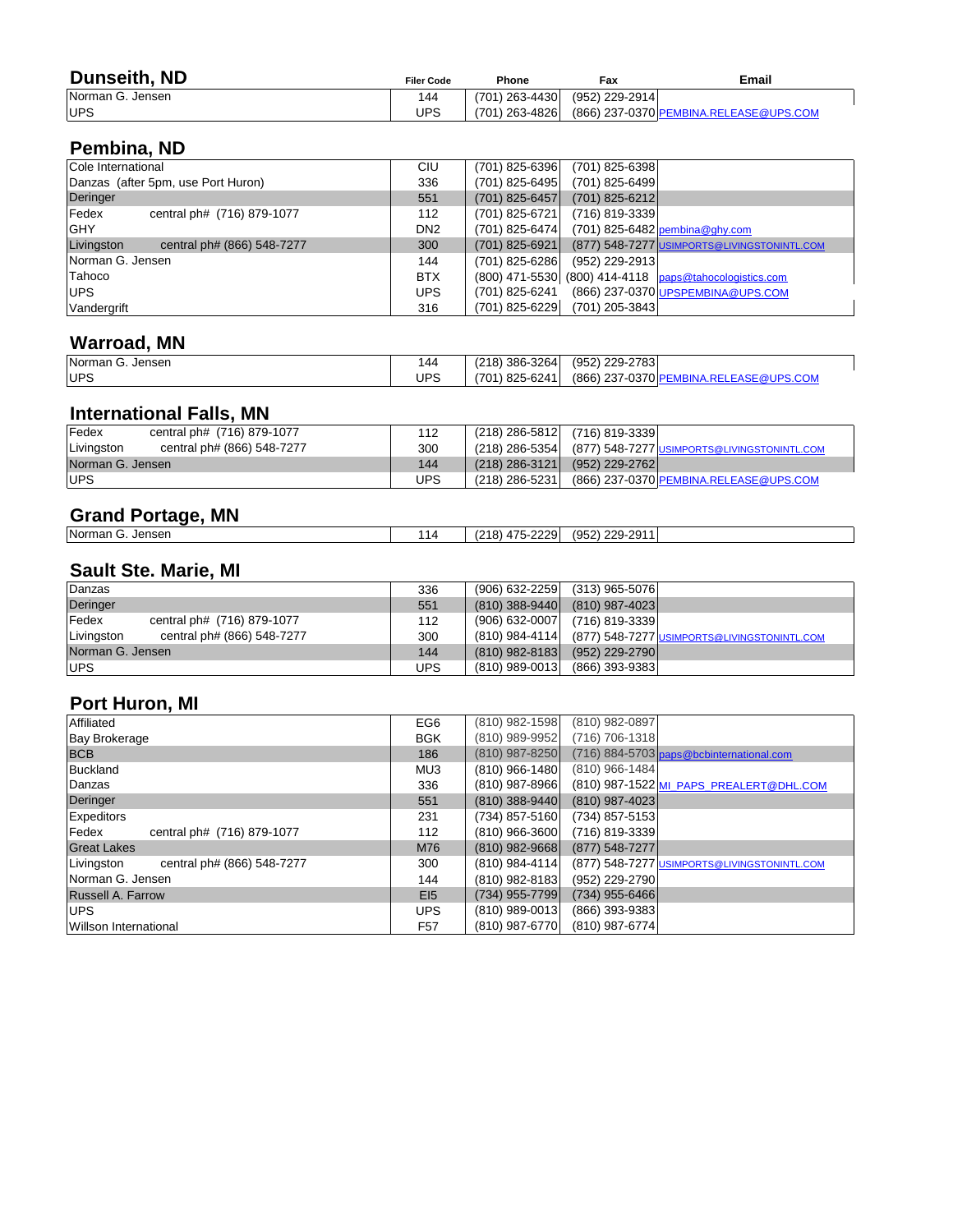## Dunseith, ND

| | Filer Code | Phone | Fax | Email |
|---|---|---|---|---|
| Norman G. Jensen | 144 | (701) 263-4430 | (952) 229-2914 | |
| UPS | UPS | (701) 263-4826 | (866) 237-0370 | PEMBINA.RELEASE@UPS.COM |

## Pembina, ND

| | Filer Code | Phone | Fax | Email |
|---|---|---|---|---|
| Cole International | CIU | (701) 825-6396 | (701) 825-6398 | |
| Danzas (after 5pm, use Port Huron) | 336 | (701) 825-6495 | (701) 825-6499 | |
| Deringer | 551 | (701) 825-6457 | (701) 825-6212 | |
| Fedex central ph# (716) 879-1077 | 112 | (701) 825-6721 | (716) 819-3339 | |
| GHY | DN2 | (701) 825-6474 | (701) 825-6482 | pembina@ghy.com |
| Livingston central ph# (866) 548-7277 | 300 | (701) 825-6921 | (877) 548-7277 | USIMPORTS@LIVINGSTONINTL.COM |
| Norman G. Jensen | 144 | (701) 825-6286 | (952) 229-2913 | |
| Tahoco | BTX | (800) 471-5530 | (800) 414-4118 | paps@tahocologistics.com |
| UPS | UPS | (701) 825-6241 | (866) 237-0370 | UPSPEMBINA@UPS.COM |
| Vandergrift | 316 | (701) 825-6229 | (701) 205-3843 | |

## Warroad, MN

| | Filer Code | Phone | Fax | Email |
|---|---|---|---|---|
| Norman G. Jensen | 144 | (218) 386-3264 | (952) 229-2783 | |
| UPS | UPS | (701) 825-6241 | (866) 237-0370 | PEMBINA.RELEASE@UPS.COM |

## International Falls, MN

| | Filer Code | Phone | Fax | Email |
|---|---|---|---|---|
| Fedex central ph# (716) 879-1077 | 112 | (218) 286-5812 | (716) 819-3339 | |
| Livingston central ph# (866) 548-7277 | 300 | (218) 286-5354 | (877) 548-7277 | USIMPORTS@LIVINGSTONINTL.COM |
| Norman G. Jensen | 144 | (218) 286-3121 | (952) 229-2762 | |
| UPS | UPS | (218) 286-5231 | (866) 237-0370 | PEMBINA.RELEASE@UPS.COM |

## Grand Portage, MN

| | Filer Code | Phone | Fax | Email |
|---|---|---|---|---|
| Norman G. Jensen | 114 | (218) 475-2229 | (952) 229-2911 | |

## Sault Ste. Marie, MI

| | Filer Code | Phone | Fax | Email |
|---|---|---|---|---|
| Danzas | 336 | (906) 632-2259 | (313) 965-5076 | |
| Deringer | 551 | (810) 388-9440 | (810) 987-4023 | |
| Fedex central ph# (716) 879-1077 | 112 | (906) 632-0007 | (716) 819-3339 | |
| Livingston central ph# (866) 548-7277 | 300 | (810) 984-4114 | (877) 548-7277 | USIMPORTS@LIVINGSTONINTL.COM |
| Norman G. Jensen | 144 | (810) 982-8183 | (952) 229-2790 | |
| UPS | UPS | (810) 989-0013 | (866) 393-9383 | |

## Port Huron, MI

| | Filer Code | Phone | Fax | Email |
|---|---|---|---|---|
| Affiliated | EG6 | (810) 982-1598 | (810) 982-0897 | |
| Bay Brokerage | BGK | (810) 989-9952 | (716) 706-1318 | |
| BCB | 186 | (810) 987-8250 | (716) 884-5703 | paps@bcbinternational.com |
| Buckland | MU3 | (810) 966-1480 | (810) 966-1484 | |
| Danzas | 336 | (810) 987-8966 | (810) 987-1522 | MI_PAPS_PREALERT@DHL.COM |
| Deringer | 551 | (810) 388-9440 | (810) 987-4023 | |
| Expeditors | 231 | (734) 857-5160 | (734) 857-5153 | |
| Fedex central ph# (716) 879-1077 | 112 | (810) 966-3600 | (716) 819-3339 | |
| Great Lakes | M76 | (810) 982-9668 | (877) 548-7277 | |
| Livingston central ph# (866) 548-7277 | 300 | (810) 984-4114 | (877) 548-7277 | USIMPORTS@LIVINGSTONINTL.COM |
| Norman G. Jensen | 144 | (810) 982-8183 | (952) 229-2790 | |
| Russell A. Farrow | EI5 | (734) 955-7799 | (734) 955-6466 | |
| UPS | UPS | (810) 989-0013 | (866) 393-9383 | |
| Willson International | F57 | (810) 987-6770 | (810) 987-6774 | |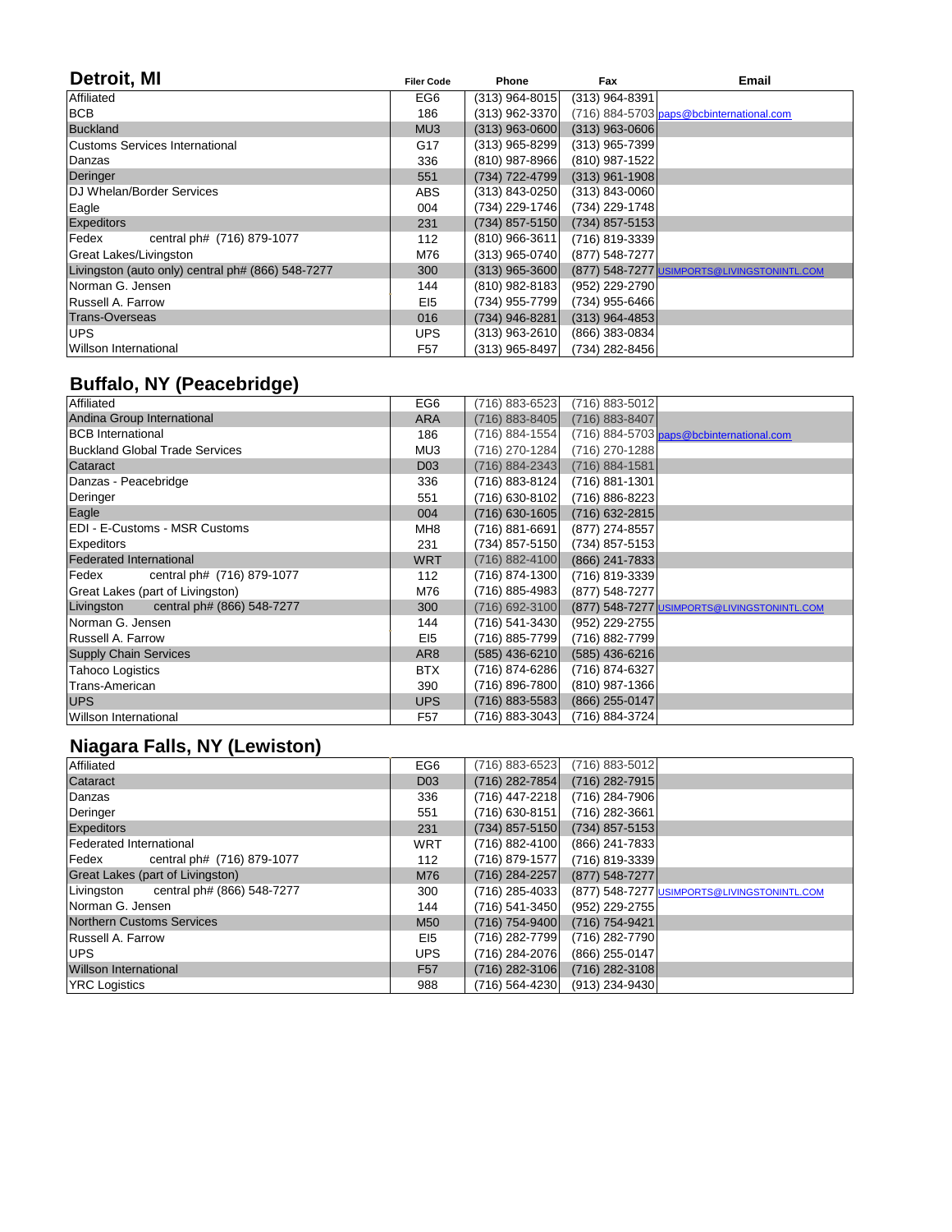## Detroit, MI

| | Filer Code | Phone | Fax | Email |
|---|---|---|---|---|
| Affiliated | EG6 | (313) 964-8015 | (313) 964-8391 | |
| BCB | 186 | (313) 962-3370 | (716) 884-5703 | paps@bcbinternational.com |
| Buckland | MU3 | (313) 963-0600 | (313) 963-0606 | |
| Customs Services International | G17 | (313) 965-8299 | (313) 965-7399 | |
| Danzas | 336 | (810) 987-8966 | (810) 987-1522 | |
| Deringer | 551 | (734) 722-4799 | (313) 961-1908 | |
| DJ Whelan/Border Services | ABS | (313) 843-0250 | (313) 843-0060 | |
| Eagle | 004 | (734) 229-1746 | (734) 229-1748 | |
| Expeditors | 231 | (734) 857-5150 | (734) 857-5153 | |
| Fedex central ph# (716) 879-1077 | 112 | (810) 966-3611 | (716) 819-3339 | |
| Great Lakes/Livingston | M76 | (313) 965-0740 | (877) 548-7277 | |
| Livingston (auto only) central ph# (866) 548-7277 | 300 | (313) 965-3600 | (877) 548-7277 | USIMPORTS@LIVINGSTONINTL.COM |
| Norman G. Jensen | 144 | (810) 982-8183 | (952) 229-2790 | |
| Russell A. Farrow | EI5 | (734) 955-7799 | (734) 955-6466 | |
| Trans-Overseas | 016 | (734) 946-8281 | (313) 964-4853 | |
| UPS | UPS | (313) 963-2610 | (866) 383-0834 | |
| Willson International | F57 | (313) 965-8497 | (734) 282-8456 | |

## Buffalo, NY (Peacebridge)

| | Filer Code | Phone | Fax | Email |
|---|---|---|---|---|
| Affiliated | EG6 | (716) 883-6523 | (716) 883-5012 | |
| Andina Group International | ARA | (716) 883-8405 | (716) 883-8407 | |
| BCB International | 186 | (716) 884-1554 | (716) 884-5703 | paps@bcbinternational.com |
| Buckland Global Trade Services | MU3 | (716) 270-1284 | (716) 270-1288 | |
| Cataract | D03 | (716) 884-2343 | (716) 884-1581 | |
| Danzas - Peacebridge | 336 | (716) 883-8124 | (716) 881-1301 | |
| Deringer | 551 | (716) 630-8102 | (716) 886-8223 | |
| Eagle | 004 | (716) 630-1605 | (716) 632-2815 | |
| EDI - E-Customs - MSR Customs | MH8 | (716) 881-6691 | (877) 274-8557 | |
| Expeditors | 231 | (734) 857-5150 | (734) 857-5153 | |
| Federated International | WRT | (716) 882-4100 | (866) 241-7833 | |
| Fedex central ph# (716) 879-1077 | 112 | (716) 874-1300 | (716) 819-3339 | |
| Great Lakes (part of Livingston) | M76 | (716) 885-4983 | (877) 548-7277 | |
| Livingston central ph# (866) 548-7277 | 300 | (716) 692-3100 | (877) 548-7277 | USIMPORTS@LIVINGSTONINTL.COM |
| Norman G. Jensen | 144 | (716) 541-3430 | (952) 229-2755 | |
| Russell A. Farrow | EI5 | (716) 885-7799 | (716) 882-7799 | |
| Supply Chain Services | AR8 | (585) 436-6210 | (585) 436-6216 | |
| Tahoco Logistics | BTX | (716) 874-6286 | (716) 874-6327 | |
| Trans-American | 390 | (716) 896-7800 | (810) 987-1366 | |
| UPS | UPS | (716) 883-5583 | (866) 255-0147 | |
| Willson International | F57 | (716) 883-3043 | (716) 884-3724 | |

## Niagara Falls, NY (Lewiston)

| | Filer Code | Phone | Fax | Email |
|---|---|---|---|---|
| Affiliated | EG6 | (716) 883-6523 | (716) 883-5012 | |
| Cataract | D03 | (716) 282-7854 | (716) 282-7915 | |
| Danzas | 336 | (716) 447-2218 | (716) 284-7906 | |
| Deringer | 551 | (716) 630-8151 | (716) 282-3661 | |
| Expeditors | 231 | (734) 857-5150 | (734) 857-5153 | |
| Federated International | WRT | (716) 882-4100 | (866) 241-7833 | |
| Fedex central ph# (716) 879-1077 | 112 | (716) 879-1577 | (716) 819-3339 | |
| Great Lakes (part of Livingston) | M76 | (716) 284-2257 | (877) 548-7277 | |
| Livingston central ph# (866) 548-7277 | 300 | (716) 285-4033 | (877) 548-7277 | USIMPORTS@LIVINGSTONINTL.COM |
| Norman G. Jensen | 144 | (716) 541-3450 | (952) 229-2755 | |
| Northern Customs Services | M50 | (716) 754-9400 | (716) 754-9421 | |
| Russell A. Farrow | EI5 | (716) 282-7799 | (716) 282-7790 | |
| UPS | UPS | (716) 284-2076 | (866) 255-0147 | |
| Willson International | F57 | (716) 282-3106 | (716) 282-3108 | |
| YRC Logistics | 988 | (716) 564-4230 | (913) 234-9430 | |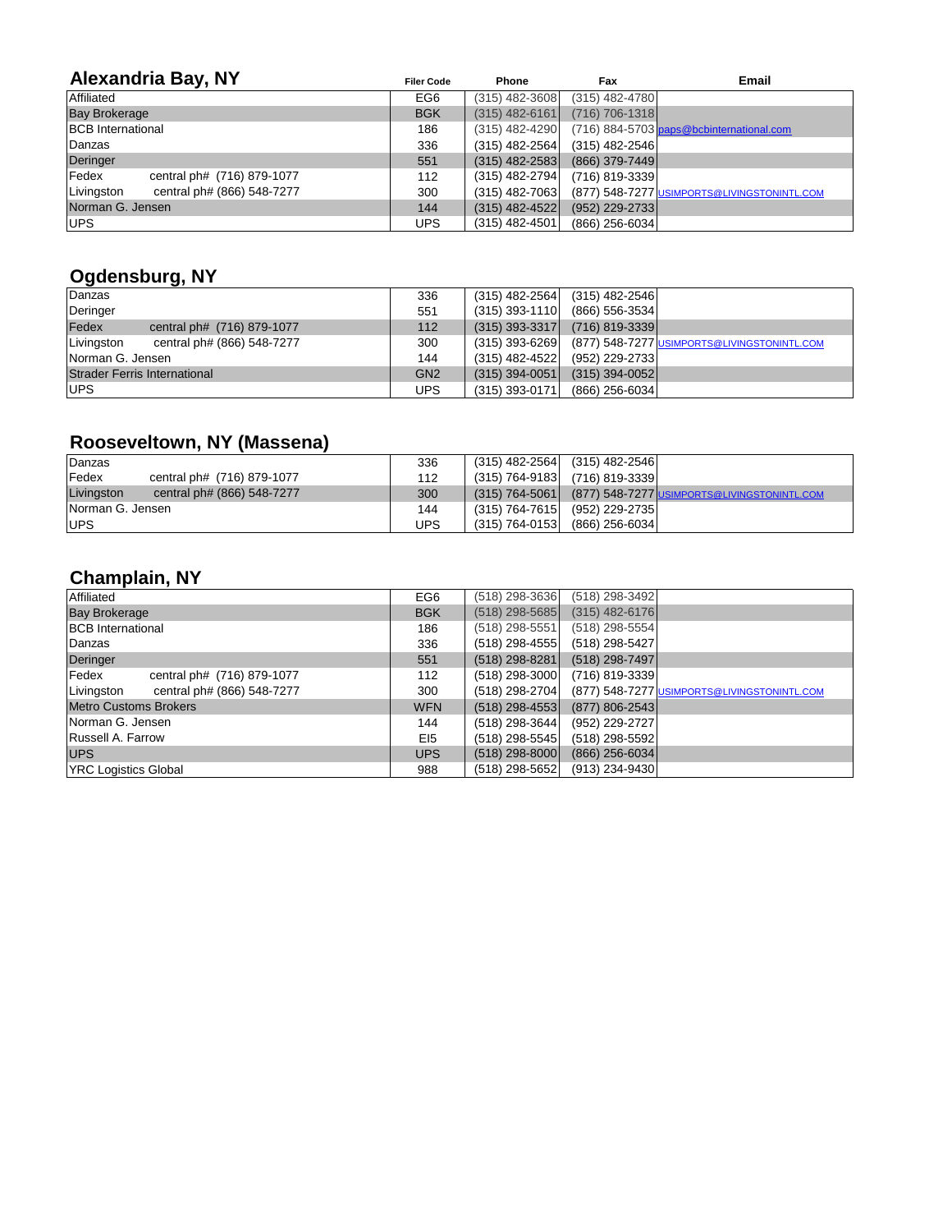## Alexandria Bay, NY

| | Filer Code | Phone | Fax | Email |
|---|---|---|---|---|
| Affiliated | EG6 | (315) 482-3608 | (315) 482-4780 | |
| Bay Brokerage | BGK | (315) 482-6161 | (716) 706-1318 | |
| BCB International | 186 | (315) 482-4290 | (716) 884-5703 | paps@bcbinternational.com |
| Danzas | 336 | (315) 482-2564 | (315) 482-2546 | |
| Deringer | 551 | (315) 482-2583 | (866) 379-7449 | |
| Fedex central ph# (716) 879-1077 | 112 | (315) 482-2794 | (716) 819-3339 | |
| Livingston central ph# (866) 548-7277 | 300 | (315) 482-7063 | (877) 548-7277 | USIMPORTS@LIVINGSTONINTL.COM |
| Norman G. Jensen | 144 | (315) 482-4522 | (952) 229-2733 | |
| UPS | UPS | (315) 482-4501 | (866) 256-6034 | |

## Ogdensburg, NY

| | Filer Code | Phone | Fax | Email |
|---|---|---|---|---|
| Danzas | 336 | (315) 482-2564 | (315) 482-2546 | |
| Deringer | 551 | (315) 393-1110 | (866) 556-3534 | |
| Fedex central ph# (716) 879-1077 | 112 | (315) 393-3317 | (716) 819-3339 | |
| Livingston central ph# (866) 548-7277 | 300 | (315) 393-6269 | (877) 548-7277 | USIMPORTS@LIVINGSTONINTL.COM |
| Norman G. Jensen | 144 | (315) 482-4522 | (952) 229-2733 | |
| Strader Ferris International | GN2 | (315) 394-0051 | (315) 394-0052 | |
| UPS | UPS | (315) 393-0171 | (866) 256-6034 | |

## Rooseveltown, NY (Massena)

| | Filer Code | Phone | Fax | Email |
|---|---|---|---|---|
| Danzas | 336 | (315) 482-2564 | (315) 482-2546 | |
| Fedex central ph# (716) 879-1077 | 112 | (315) 764-9183 | (716) 819-3339 | |
| Livingston central ph# (866) 548-7277 | 300 | (315) 764-5061 | (877) 548-7277 | USIMPORTS@LIVINGSTONINTL.COM |
| Norman G. Jensen | 144 | (315) 764-7615 | (952) 229-2735 | |
| UPS | UPS | (315) 764-0153 | (866) 256-6034 | |

## Champlain, NY

| | Filer Code | Phone | Fax | Email |
|---|---|---|---|---|
| Affiliated | EG6 | (518) 298-3636 | (518) 298-3492 | |
| Bay Brokerage | BGK | (518) 298-5685 | (315) 482-6176 | |
| BCB International | 186 | (518) 298-5551 | (518) 298-5554 | |
| Danzas | 336 | (518) 298-4555 | (518) 298-5427 | |
| Deringer | 551 | (518) 298-8281 | (518) 298-7497 | |
| Fedex central ph# (716) 879-1077 | 112 | (518) 298-3000 | (716) 819-3339 | |
| Livingston central ph# (866) 548-7277 | 300 | (518) 298-2704 | (877) 548-7277 | USIMPORTS@LIVINGSTONINTL.COM |
| Metro Customs Brokers | WFN | (518) 298-4553 | (877) 806-2543 | |
| Norman G. Jensen | 144 | (518) 298-3644 | (952) 229-2727 | |
| Russell A. Farrow | EI5 | (518) 298-5545 | (518) 298-5592 | |
| UPS | UPS | (518) 298-8000 | (866) 256-6034 | |
| YRC Logistics Global | 988 | (518) 298-5652 | (913) 234-9430 | |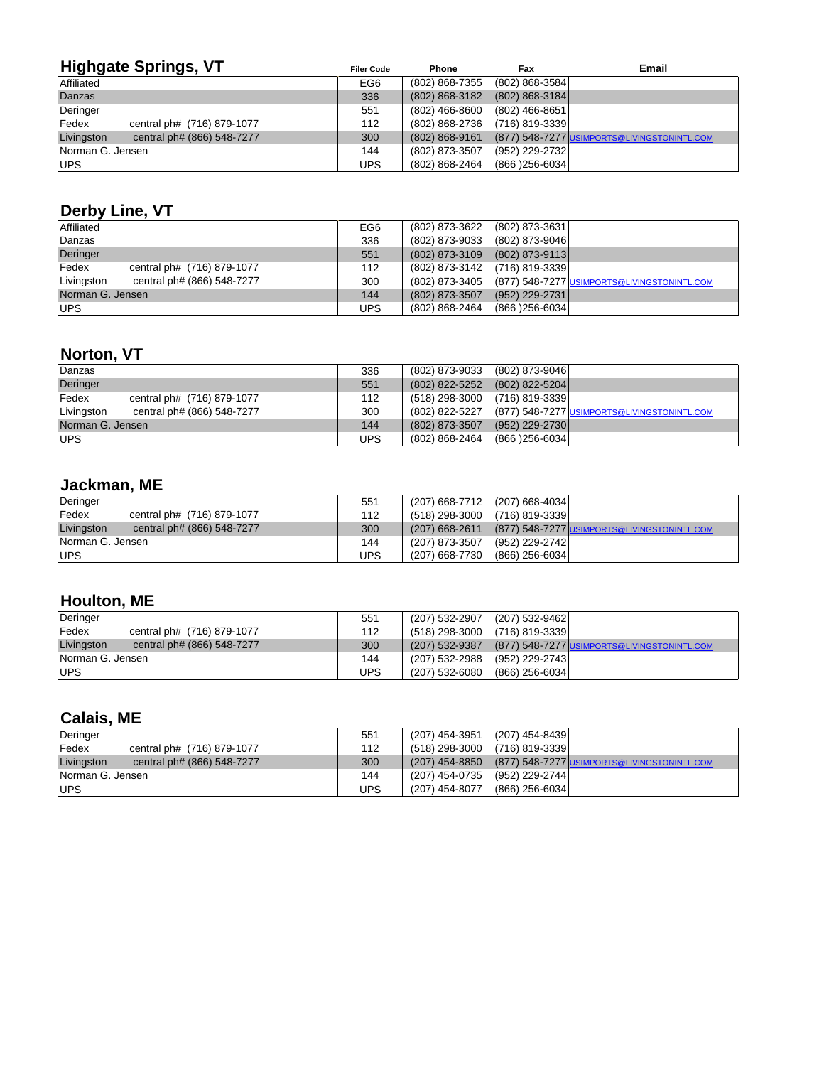## Highgate Springs, VT

| | Filer Code | Phone | Fax | Email |
|---|---|---|---|---|
| Affiliated | EG6 | (802) 868-7355 | (802) 868-3584 | |
| Danzas | 336 | (802) 868-3182 | (802) 868-3184 | |
| Deringer | 551 | (802) 466-8600 | (802) 466-8651 | |
| Fedex central ph# (716) 879-1077 | 112 | (802) 868-2736 | (716) 819-3339 | |
| Livingston central ph# (866) 548-7277 | 300 | (802) 868-9161 | (877) 548-7277 | USIMPORTS@LIVINGSTONINTL.COM |
| Norman G. Jensen | 144 | (802) 873-3507 | (952) 229-2732 | |
| UPS | UPS | (802) 868-2464 | (866 )256-6034 | |

## Derby Line, VT

| | Filer Code | Phone | Fax | Email |
|---|---|---|---|---|
| Affiliated | EG6 | (802) 873-3622 | (802) 873-3631 | |
| Danzas | 336 | (802) 873-9033 | (802) 873-9046 | |
| Deringer | 551 | (802) 873-3109 | (802) 873-9113 | |
| Fedex central ph# (716) 879-1077 | 112 | (802) 873-3142 | (716) 819-3339 | |
| Livingston central ph# (866) 548-7277 | 300 | (802) 873-3405 | (877) 548-7277 | USIMPORTS@LIVINGSTONINTL.COM |
| Norman G. Jensen | 144 | (802) 873-3507 | (952) 229-2731 | |
| UPS | UPS | (802) 868-2464 | (866 )256-6034 | |

## Norton, VT

| | Filer Code | Phone | Fax | Email |
|---|---|---|---|---|
| Danzas | 336 | (802) 873-9033 | (802) 873-9046 | |
| Deringer | 551 | (802) 822-5252 | (802) 822-5204 | |
| Fedex central ph# (716) 879-1077 | 112 | (518) 298-3000 | (716) 819-3339 | |
| Livingston central ph# (866) 548-7277 | 300 | (802) 822-5227 | (877) 548-7277 | USIMPORTS@LIVINGSTONINTL.COM |
| Norman G. Jensen | 144 | (802) 873-3507 | (952) 229-2730 | |
| UPS | UPS | (802) 868-2464 | (866 )256-6034 | |

## Jackman, ME

| | Filer Code | Phone | Fax | Email |
|---|---|---|---|---|
| Deringer | 551 | (207) 668-7712 | (207) 668-4034 | |
| Fedex central ph# (716) 879-1077 | 112 | (518) 298-3000 | (716) 819-3339 | |
| Livingston central ph# (866) 548-7277 | 300 | (207) 668-2611 | (877) 548-7277 | USIMPORTS@LIVINGSTONINTL.COM |
| Norman G. Jensen | 144 | (207) 873-3507 | (952) 229-2742 | |
| UPS | UPS | (207) 668-7730 | (866) 256-6034 | |

## Houlton, ME

| | Filer Code | Phone | Fax | Email |
|---|---|---|---|---|
| Deringer | 551 | (207) 532-2907 | (207) 532-9462 | |
| Fedex central ph# (716) 879-1077 | 112 | (518) 298-3000 | (716) 819-3339 | |
| Livingston central ph# (866) 548-7277 | 300 | (207) 532-9387 | (877) 548-7277 | USIMPORTS@LIVINGSTONINTL.COM |
| Norman G. Jensen | 144 | (207) 532-2988 | (952) 229-2743 | |
| UPS | UPS | (207) 532-6080 | (866) 256-6034 | |

## Calais, ME

| | Filer Code | Phone | Fax | Email |
|---|---|---|---|---|
| Deringer | 551 | (207) 454-3951 | (207) 454-8439 | |
| Fedex central ph# (716) 879-1077 | 112 | (518) 298-3000 | (716) 819-3339 | |
| Livingston central ph# (866) 548-7277 | 300 | (207) 454-8850 | (877) 548-7277 | USIMPORTS@LIVINGSTONINTL.COM |
| Norman G. Jensen | 144 | (207) 454-0735 | (952) 229-2744 | |
| UPS | UPS | (207) 454-8077 | (866) 256-6034 | |